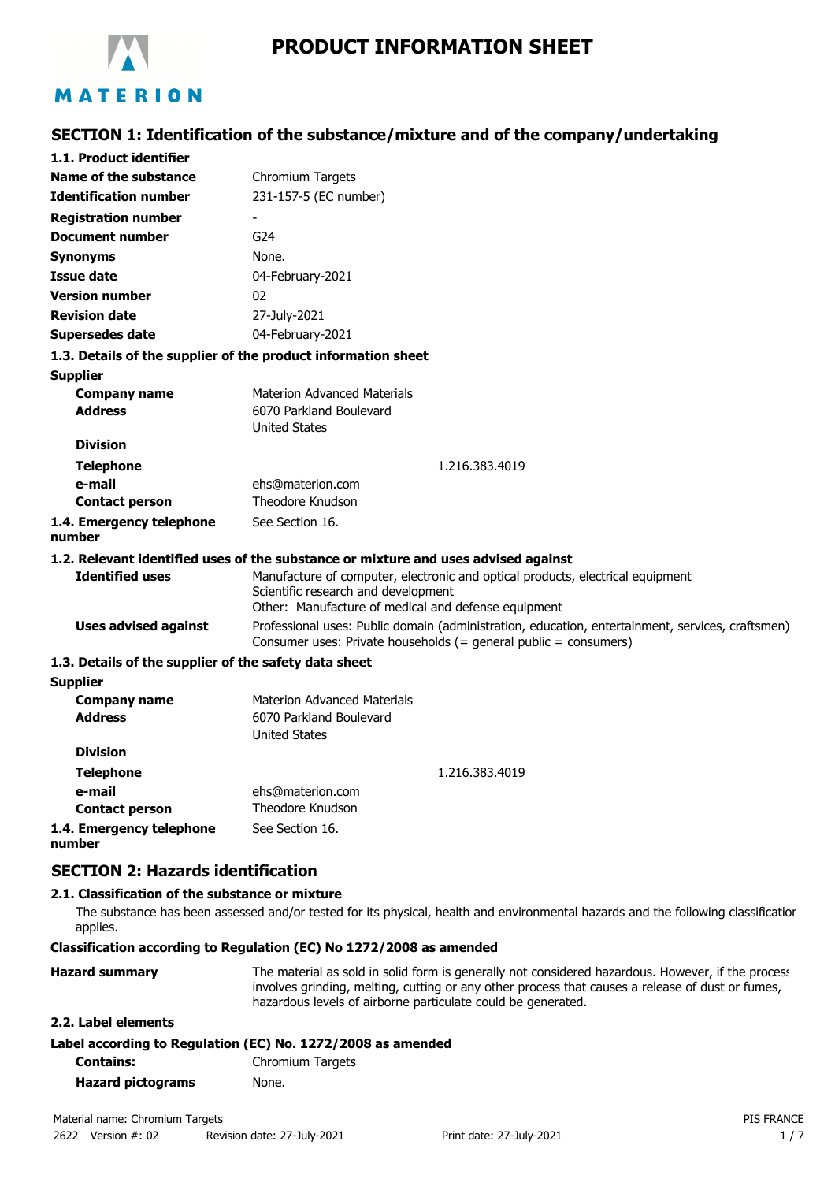# PRODUCT INFORMATION SHEET

## SECTION 1: Identification of the substance/mixture and of the company/undertaking

### 1.1. Product identifier

| | |
|---|---|
| **Name of the substance** | Chromium Targets |
| **Identification number** | 231-157-5 (EC number) |
| **Registration number** | - |
| **Document number** | G24 |
| **Synonyms** | None. |
| **Issue date** | 04-February-2021 |
| **Version number** | 02 |
| **Revision date** | 27-July-2021 |
| **Supersedes date** | 04-February-2021 |

### 1.3. Details of the supplier of the product information sheet

**Supplier**

| | |
|---|---|
| **Company name** | Materion Advanced Materials |
| **Address** | 6070 Parkland Boulevard<br>United States |
| **Division** | |
| **Telephone** | 1.216.383.4019 |
| **e-mail** | ehs@materion.com |
| **Contact person** | Theodore Knudson |
| **1.4. Emergency telephone number** | See Section 16. |

### 1.2. Relevant identified uses of the substance or mixture and uses advised against

| | |
|---|---|
| **Identified uses** | Manufacture of computer, electronic and optical products, electrical equipment<br>Scientific research and development<br>Other: Manufacture of medical and defense equipment |
| **Uses advised against** | Professional uses: Public domain (administration, education, entertainment, services, craftsmen)<br>Consumer uses: Private households (= general public = consumers) |

### 1.3. Details of the supplier of the safety data sheet

**Supplier**

| | |
|---|---|
| **Company name** | Materion Advanced Materials |
| **Address** | 6070 Parkland Boulevard<br>United States |
| **Division** | |
| **Telephone** | 1.216.383.4019 |
| **e-mail** | ehs@materion.com |
| **Contact person** | Theodore Knudson |
| **1.4. Emergency telephone number** | See Section 16. |

## SECTION 2: Hazards identification

### 2.1. Classification of the substance or mixture

The substance has been assessed and/or tested for its physical, health and environmental hazards and the following classification applies.

**Classification according to Regulation (EC) No 1272/2008 as amended**

| | |
|---|---|
| **Hazard summary** | The material as sold in solid form is generally not considered hazardous. However, if the process involves grinding, melting, cutting or any other process that causes a release of dust or fumes, hazardous levels of airborne particulate could be generated. |

### 2.2. Label elements

**Label according to Regulation (EC) No. 1272/2008 as amended**

| | |
|---|---|
| **Contains:** | Chromium Targets |
| **Hazard pictograms** | None. |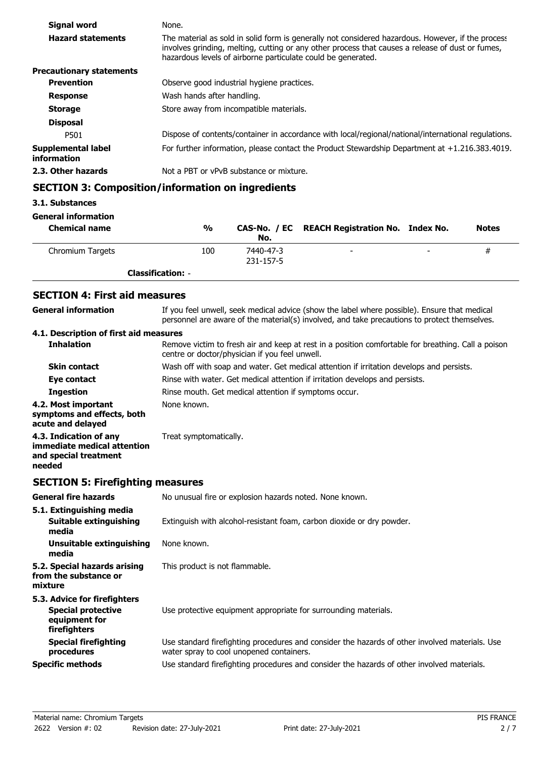| | |
|---|---|
| **Signal word** | None. |
| **Hazard statements** | The material as sold in solid form is generally not considered hazardous. However, if the process involves grinding, melting, cutting or any other process that causes a release of dust or fumes, hazardous levels of airborne particulate could be generated. |
| **Precautionary statements** | |
| **Prevention** | Observe good industrial hygiene practices. |
| **Response** | Wash hands after handling. |
| **Storage** | Store away from incompatible materials. |
| **Disposal** | |
| P501 | Dispose of contents/container in accordance with local/regional/national/international regulations. |
| **Supplemental label information** | For further information, please contact the Product Stewardship Department at +1.216.383.4019. |
| **2.3. Other hazards** | Not a PBT or vPvB substance or mixture. |

## SECTION 3: Composition/information on ingredients

**3.1. Substances**

**General information**

| Chemical name | % | CAS-No. / EC No. | REACH Registration No. | Index No. | Notes |
|---|---|---|---|---|---|
| Chromium Targets | 100 | 7440-47-3<br>231-157-5 | - | - | # |
| **Classification:** - | | | | | |

## SECTION 4: First aid measures

| | |
|---|---|
| **General information** | If you feel unwell, seek medical advice (show the label where possible). Ensure that medical personnel are aware of the material(s) involved, and take precautions to protect themselves. |
| **4.1. Description of first aid measures** | |
| **Inhalation** | Remove victim to fresh air and keep at rest in a position comfortable for breathing. Call a poison centre or doctor/physician if you feel unwell. |
| **Skin contact** | Wash off with soap and water. Get medical attention if irritation develops and persists. |
| **Eye contact** | Rinse with water. Get medical attention if irritation develops and persists. |
| **Ingestion** | Rinse mouth. Get medical attention if symptoms occur. |
| **4.2. Most important symptoms and effects, both acute and delayed** | None known. |
| **4.3. Indication of any immediate medical attention and special treatment needed** | Treat symptomatically. |

## SECTION 5: Firefighting measures

| | |
|---|---|
| **General fire hazards** | No unusual fire or explosion hazards noted. None known. |
| **5.1. Extinguishing media** | |
| **Suitable extinguishing media** | Extinguish with alcohol-resistant foam, carbon dioxide or dry powder. |
| **Unsuitable extinguishing media** | None known. |
| **5.2. Special hazards arising from the substance or mixture** | This product is not flammable. |
| **5.3. Advice for firefighters** | |
| **Special protective equipment for firefighters** | Use protective equipment appropriate for surrounding materials. |
| **Special firefighting procedures** | Use standard firefighting procedures and consider the hazards of other involved materials. Use water spray to cool unopened containers. |
| **Specific methods** | Use standard firefighting procedures and consider the hazards of other involved materials. |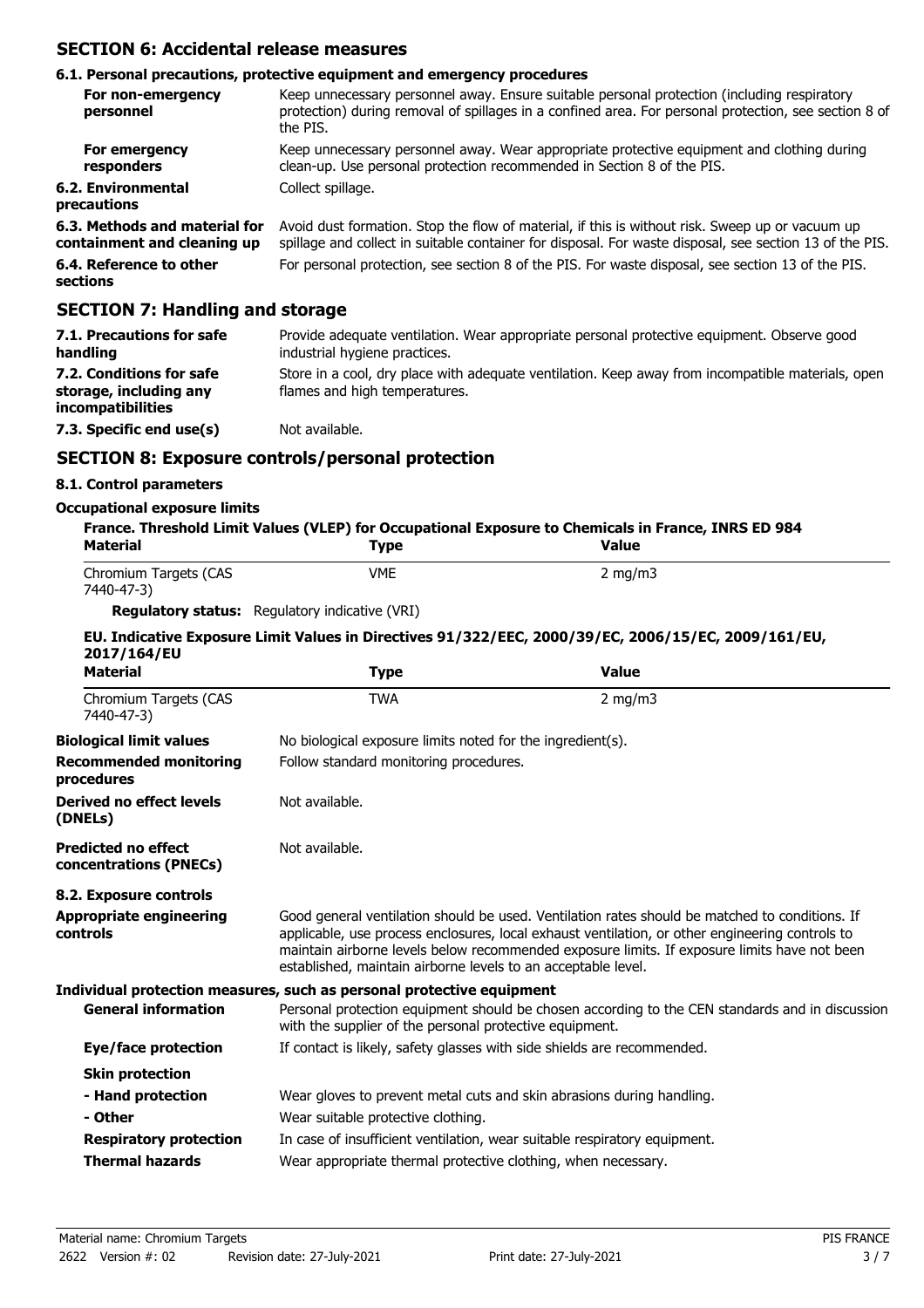## SECTION 6: Accidental release measures

### 6.1. Personal precautions, protective equipment and emergency procedures

| | |
|---|---|
| **For non-emergency personnel** | Keep unnecessary personnel away. Ensure suitable personal protection (including respiratory protection) during removal of spillages in a confined area. For personal protection, see section 8 of the PIS. |
| **For emergency responders** | Keep unnecessary personnel away. Wear appropriate protective equipment and clothing during clean-up. Use personal protection recommended in Section 8 of the PIS. |
| **6.2. Environmental precautions** | Collect spillage. |
| **6.3. Methods and material for containment and cleaning up** | Avoid dust formation. Stop the flow of material, if this is without risk. Sweep up or vacuum up spillage and collect in suitable container for disposal. For waste disposal, see section 13 of the PIS. |
| **6.4. Reference to other sections** | For personal protection, see section 8 of the PIS. For waste disposal, see section 13 of the PIS. |

## SECTION 7: Handling and storage

| | |
|---|---|
| **7.1. Precautions for safe handling** | Provide adequate ventilation. Wear appropriate personal protective equipment. Observe good industrial hygiene practices. |
| **7.2. Conditions for safe storage, including any incompatibilities** | Store in a cool, dry place with adequate ventilation. Keep away from incompatible materials, open flames and high temperatures. |
| **7.3. Specific end use(s)** | Not available. |

## SECTION 8: Exposure controls/personal protection

### 8.1. Control parameters

**Occupational exposure limits**

**France. Threshold Limit Values (VLEP) for Occupational Exposure to Chemicals in France, INRS ED 984**

| Material | Type | Value |
|---|---|---|
| Chromium Targets (CAS 7440-47-3) | VME | 2 mg/m3 |

**Regulatory status:** Regulatory indicative (VRI)

**EU. Indicative Exposure Limit Values in Directives 91/322/EEC, 2000/39/EC, 2006/15/EC, 2009/161/EU, 2017/164/EU**

| Material | Type | Value |
|---|---|---|
| Chromium Targets (CAS 7440-47-3) | TWA | 2 mg/m3 |

| | |
|---|---|
| **Biological limit values** | No biological exposure limits noted for the ingredient(s). |
| **Recommended monitoring procedures** | Follow standard monitoring procedures. |
| **Derived no effect levels (DNELs)** | Not available. |
| **Predicted no effect concentrations (PNECs)** | Not available. |

### 8.2. Exposure controls

| | |
|---|---|
| **Appropriate engineering controls** | Good general ventilation should be used. Ventilation rates should be matched to conditions. If applicable, use process enclosures, local exhaust ventilation, or other engineering controls to maintain airborne levels below recommended exposure limits. If exposure limits have not been established, maintain airborne levels to an acceptable level. |

**Individual protection measures, such as personal protective equipment**

| | |
|---|---|
| **General information** | Personal protection equipment should be chosen according to the CEN standards and in discussion with the supplier of the personal protective equipment. |
| **Eye/face protection** | If contact is likely, safety glasses with side shields are recommended. |
| **Skin protection** | |
| **- Hand protection** | Wear gloves to prevent metal cuts and skin abrasions during handling. |
| **- Other** | Wear suitable protective clothing. |
| **Respiratory protection** | In case of insufficient ventilation, wear suitable respiratory equipment. |
| **Thermal hazards** | Wear appropriate thermal protective clothing, when necessary. |

Material name: Chromium Targets
2622 Version #: 02 Revision date: 27-July-2021 Print date: 27-July-2021
PIS FRANCE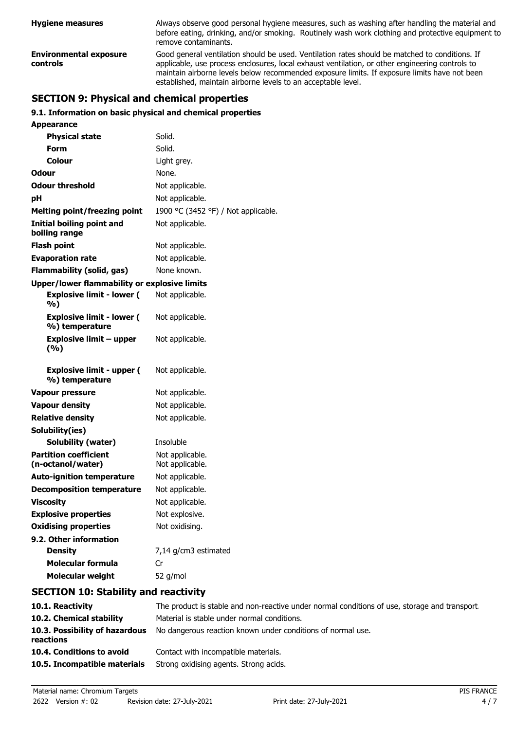| | |
|---|---|
| **Hygiene measures** | Always observe good personal hygiene measures, such as washing after handling the material and before eating, drinking, and/or smoking. Routinely wash work clothing and protective equipment to remove contaminants. |
| **Environmental exposure controls** | Good general ventilation should be used. Ventilation rates should be matched to conditions. If applicable, use process enclosures, local exhaust ventilation, or other engineering controls to maintain airborne levels below recommended exposure limits. If exposure limits have not been established, maintain airborne levels to an acceptable level. |

## SECTION 9: Physical and chemical properties

### 9.1. Information on basic physical and chemical properties

| | |
|---|---|
| **Appearance** | |
| **Physical state** | Solid. |
| **Form** | Solid. |
| **Colour** | Light grey. |
| **Odour** | None. |
| **Odour threshold** | Not applicable. |
| **pH** | Not applicable. |
| **Melting point/freezing point** | 1900 °C (3452 °F) / Not applicable. |
| **Initial boiling point and boiling range** | Not applicable. |
| **Flash point** | Not applicable. |
| **Evaporation rate** | Not applicable. |
| **Flammability (solid, gas)** | None known. |
| **Upper/lower flammability or explosive limits** | |
| **Explosive limit - lower (%)** | Not applicable. |
| **Explosive limit - lower (%) temperature** | Not applicable. |
| **Explosive limit – upper (%)** | Not applicable. |
| **Explosive limit - upper (%) temperature** | Not applicable. |
| **Vapour pressure** | Not applicable. |
| **Vapour density** | Not applicable. |
| **Relative density** | Not applicable. |
| **Solubility(ies)** | |
| **Solubility (water)** | Insoluble |
| **Partition coefficient (n-octanol/water)** | Not applicable.<br>Not applicable. |
| **Auto-ignition temperature** | Not applicable. |
| **Decomposition temperature** | Not applicable. |
| **Viscosity** | Not applicable. |
| **Explosive properties** | Not explosive. |
| **Oxidising properties** | Not oxidising. |
| **9.2. Other information** | |
| **Density** | 7,14 g/cm3 estimated |
| **Molecular formula** | Cr |
| **Molecular weight** | 52 g/mol |

## SECTION 10: Stability and reactivity

| | |
|---|---|
| **10.1. Reactivity** | The product is stable and non-reactive under normal conditions of use, storage and transport. |
| **10.2. Chemical stability** | Material is stable under normal conditions. |
| **10.3. Possibility of hazardous reactions** | No dangerous reaction known under conditions of normal use. |
| **10.4. Conditions to avoid** | Contact with incompatible materials. |
| **10.5. Incompatible materials** | Strong oxidising agents. Strong acids. |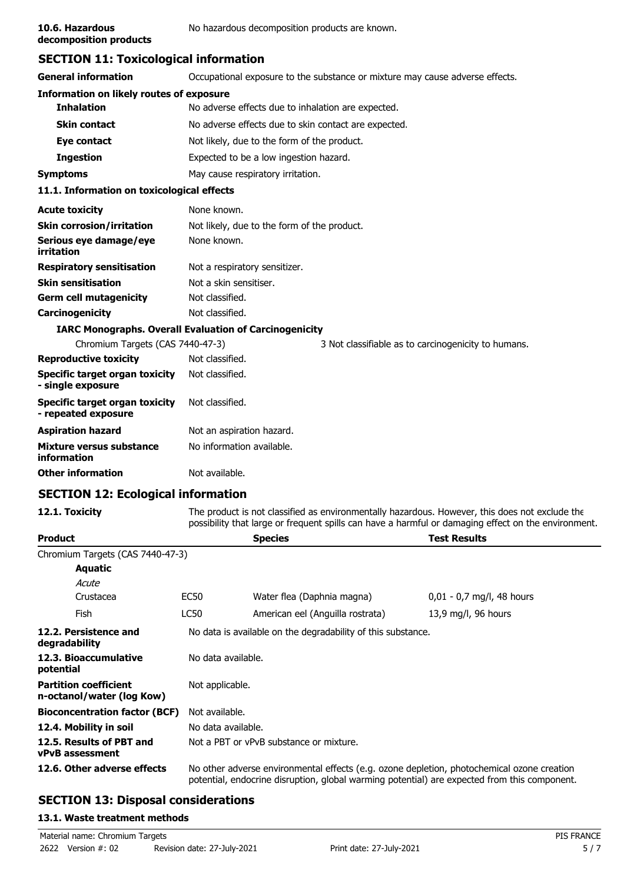**10.6. Hazardous decomposition products** No hazardous decomposition products are known.

## SECTION 11: Toxicological information

**General information** Occupational exposure to the substance or mixture may cause adverse effects.

**Information on likely routes of exposure**

| | |
|---|---|
| **Inhalation** | No adverse effects due to inhalation are expected. |
| **Skin contact** | No adverse effects due to skin contact are expected. |
| **Eye contact** | Not likely, due to the form of the product. |
| **Ingestion** | Expected to be a low ingestion hazard. |
| **Symptoms** | May cause respiratory irritation. |

**11.1. Information on toxicological effects**

| | |
|---|---|
| **Acute toxicity** | None known. |
| **Skin corrosion/irritation** | Not likely, due to the form of the product. |
| **Serious eye damage/eye irritation** | None known. |
| **Respiratory sensitisation** | Not a respiratory sensitizer. |
| **Skin sensitisation** | Not a skin sensitiser. |
| **Germ cell mutagenicity** | Not classified. |
| **Carcinogenicity** | Not classified. |

**IARC Monographs. Overall Evaluation of Carcinogenicity**

Chromium Targets (CAS 7440-47-3) 3 Not classifiable as to carcinogenicity to humans.

| | |
|---|---|
| **Reproductive toxicity** | Not classified. |
| **Specific target organ toxicity - single exposure** | Not classified. |
| **Specific target organ toxicity - repeated exposure** | Not classified. |
| **Aspiration hazard** | Not an aspiration hazard. |
| **Mixture versus substance information** | No information available. |
| **Other information** | Not available. |

## SECTION 12: Ecological information

**12.1. Toxicity** The product is not classified as environmentally hazardous. However, this does not exclude the possibility that large or frequent spills can have a harmful or damaging effect on the environment.

| Product | | Species | Test Results |
|---|---|---|---|
| Chromium Targets (CAS 7440-47-3) | | | |
| **Aquatic** | | | |
| *Acute* | | | |
| Crustacea | EC50 | Water flea (Daphnia magna) | 0,01 - 0,7 mg/l, 48 hours |
| Fish | LC50 | American eel (Anguilla rostrata) | 13,9 mg/l, 96 hours |

| | |
|---|---|
| **12.2. Persistence and degradability** | No data is available on the degradability of this substance. |
| **12.3. Bioaccumulative potential** | No data available. |
| **Partition coefficient n-octanol/water (log Kow)** | Not applicable. |
| **Bioconcentration factor (BCF)** | Not available. |
| **12.4. Mobility in soil** | No data available. |
| **12.5. Results of PBT and vPvB assessment** | Not a PBT or vPvB substance or mixture. |
| **12.6. Other adverse effects** | No other adverse environmental effects (e.g. ozone depletion, photochemical ozone creation potential, endocrine disruption, global warming potential) are expected from this component. |

## SECTION 13: Disposal considerations

**13.1. Waste treatment methods**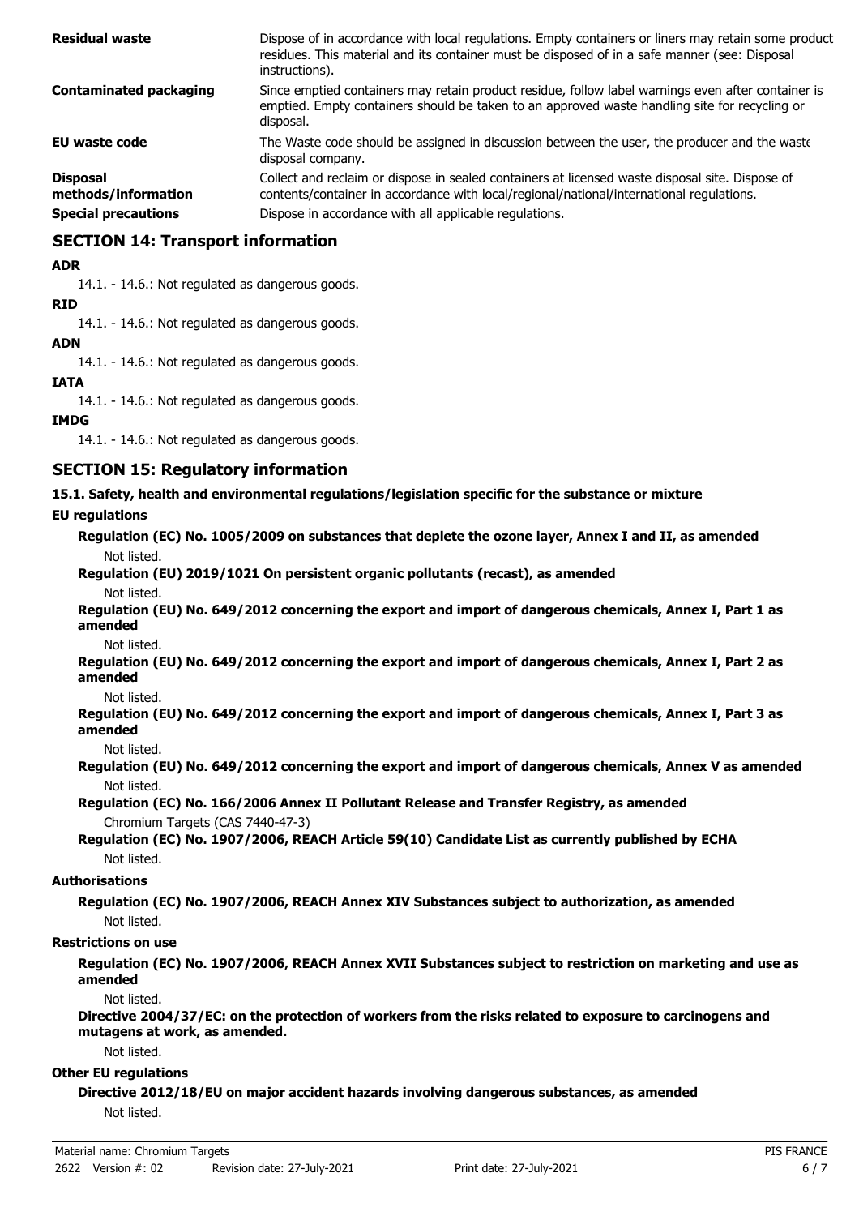| | |
|---|---|
| **Residual waste** | Dispose of in accordance with local regulations. Empty containers or liners may retain some product residues. This material and its container must be disposed of in a safe manner (see: Disposal instructions). |
| **Contaminated packaging** | Since emptied containers may retain product residue, follow label warnings even after container is emptied. Empty containers should be taken to an approved waste handling site for recycling or disposal. |
| **EU waste code** | The Waste code should be assigned in discussion between the user, the producer and the waste disposal company. |
| **Disposal methods/information** | Collect and reclaim or dispose in sealed containers at licensed waste disposal site. Dispose of contents/container in accordance with local/regional/national/international regulations. |
| **Special precautions** | Dispose in accordance with all applicable regulations. |

## SECTION 14: Transport information

**ADR**

14.1. - 14.6.: Not regulated as dangerous goods.

**RID**

14.1. - 14.6.: Not regulated as dangerous goods.

**ADN**

14.1. - 14.6.: Not regulated as dangerous goods.

**IATA**

14.1. - 14.6.: Not regulated as dangerous goods.

**IMDG**

14.1. - 14.6.: Not regulated as dangerous goods.

## SECTION 15: Regulatory information

**15.1. Safety, health and environmental regulations/legislation specific for the substance or mixture**

**EU regulations**

**Regulation (EC) No. 1005/2009 on substances that deplete the ozone layer, Annex I and II, as amended**

Not listed.

**Regulation (EU) 2019/1021 On persistent organic pollutants (recast), as amended**

Not listed.

**Regulation (EU) No. 649/2012 concerning the export and import of dangerous chemicals, Annex I, Part 1 as amended**

Not listed.

**Regulation (EU) No. 649/2012 concerning the export and import of dangerous chemicals, Annex I, Part 2 as amended**

Not listed.

**Regulation (EU) No. 649/2012 concerning the export and import of dangerous chemicals, Annex I, Part 3 as amended**

Not listed.

**Regulation (EU) No. 649/2012 concerning the export and import of dangerous chemicals, Annex V as amended**

Not listed.

**Regulation (EC) No. 166/2006 Annex II Pollutant Release and Transfer Registry, as amended**

Chromium Targets (CAS 7440-47-3)

**Regulation (EC) No. 1907/2006, REACH Article 59(10) Candidate List as currently published by ECHA**

Not listed.

**Authorisations**

**Regulation (EC) No. 1907/2006, REACH Annex XIV Substances subject to authorization, as amended**

Not listed.

**Restrictions on use**

**Regulation (EC) No. 1907/2006, REACH Annex XVII Substances subject to restriction on marketing and use as amended**

Not listed.

**Directive 2004/37/EC: on the protection of workers from the risks related to exposure to carcinogens and mutagens at work, as amended.**

Not listed.

**Other EU regulations**

**Directive 2012/18/EU on major accident hazards involving dangerous substances, as amended**

Not listed.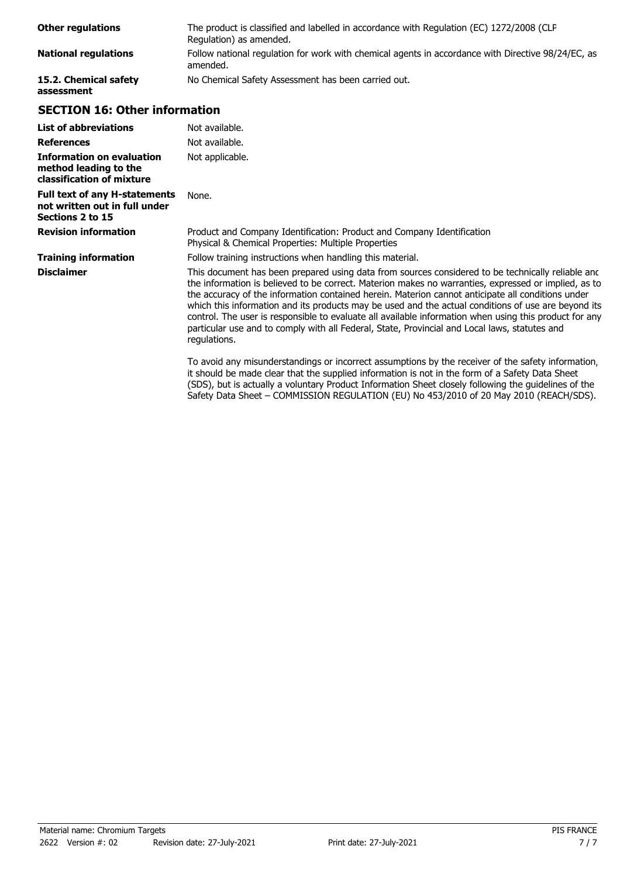**Other regulations** The product is classified and labelled in accordance with Regulation (EC) 1272/2008 (CLP Regulation) as amended.

**National regulations** Follow national regulation for work with chemical agents in accordance with Directive 98/24/EC, as amended.

**15.2. Chemical safety assessment** No Chemical Safety Assessment has been carried out.

## SECTION 16: Other information

**List of abbreviations** Not available.

**References** Not available.

**Information on evaluation method leading to the classification of mixture** Not applicable.

**Full text of any H-statements not written out in full under Sections 2 to 15** None.

**Revision information** Product and Company Identification: Product and Company Identification
Physical & Chemical Properties: Multiple Properties

**Training information** Follow training instructions when handling this material.

**Disclaimer** This document has been prepared using data from sources considered to be technically reliable and the information is believed to be correct. Materion makes no warranties, expressed or implied, as to the accuracy of the information contained herein. Materion cannot anticipate all conditions under which this information and its products may be used and the actual conditions of use are beyond its control. The user is responsible to evaluate all available information when using this product for any particular use and to comply with all Federal, State, Provincial and Local laws, statutes and regulations.

To avoid any misunderstandings or incorrect assumptions by the receiver of the safety information, it should be made clear that the supplied information is not in the form of a Safety Data Sheet (SDS), but is actually a voluntary Product Information Sheet closely following the guidelines of the Safety Data Sheet – COMMISSION REGULATION (EU) No 453/2010 of 20 May 2010 (REACH/SDS).